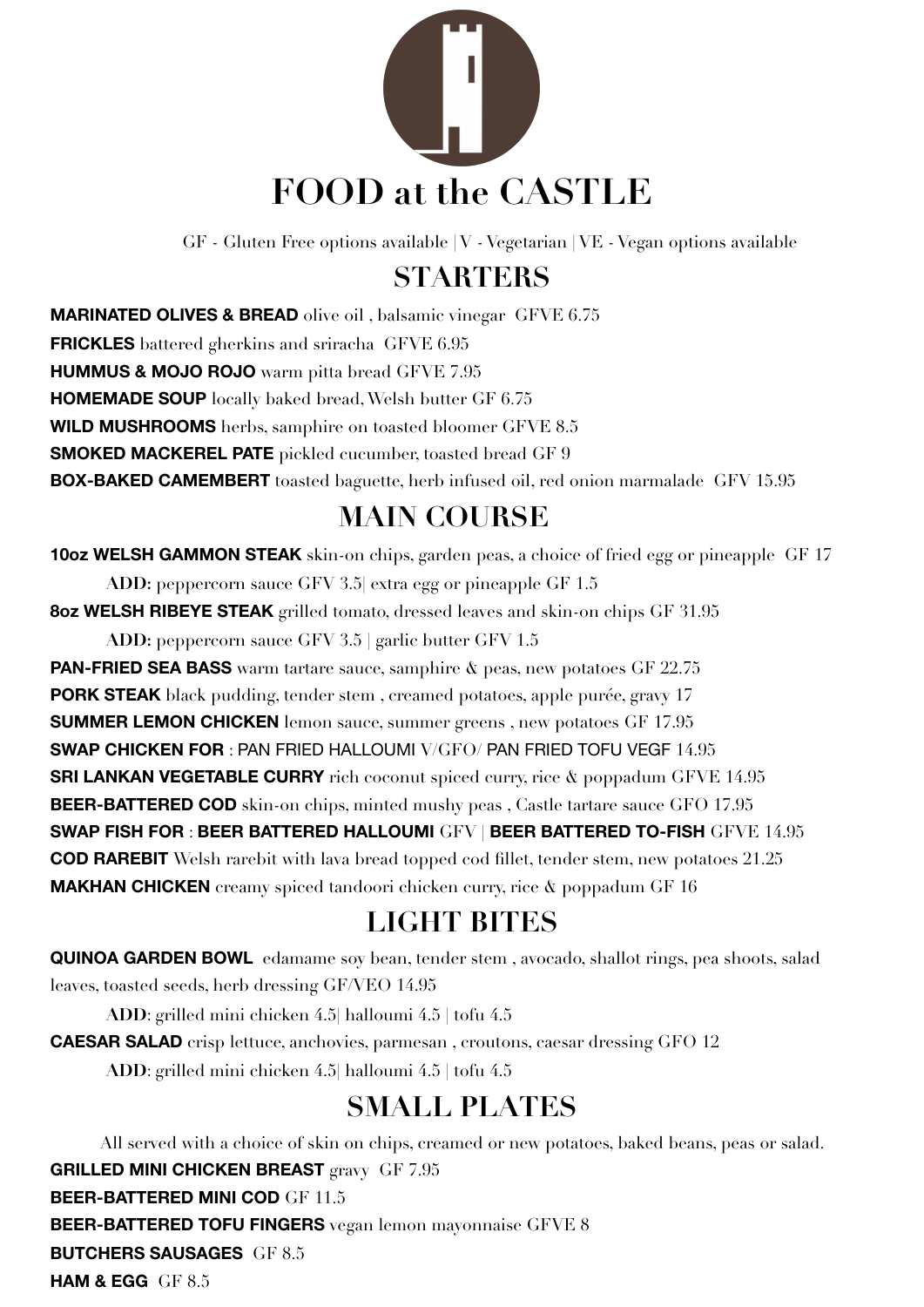# FOOD at the CASTLE

GF - Gluten Free options available | V - Vegetarian | VE - Vegan options available

## STARTERS

**MARINATED OLIVES & BREAD** olive oil , balsamic vinegar GFVE 6.75

**FRICKLES** battered gherkins and sriracha GFVE 6.95

**HUMMUS & MOJO ROJO** warm pitta bread GFVE 7.95

**HOMEMADE SOUP** locally baked bread, Welsh butter GF 6.75

**WILD MUSHROOMS** herbs, samphire on toasted bloomer GFVE 8.5

**SMOKED MACKEREL PATE** pickled cucumber, toasted bread GF 9

**BOX-BAKED CAMEMBERT** toasted baguette, herb infused oil, red onion marmalade GFV 15.95

## MAIN COURSE

**10oz WELSH GAMMON STEAK** skin-on chips, garden peas, a choice of fried egg or pineapple GF 17

**ADD:** peppercorn sauce GFV 3.5| extra egg or pineapple GF 1.5

**8oz WELSH RIBEYE STEAK** grilled tomato, dressed leaves and skin-on chips GF 31.95

**ADD:** peppercorn sauce GFV 3.5 | garlic butter GFV 1.5

**PAN-FRIED SEA BASS** warm tartare sauce, samphire & peas, new potatoes GF 22.75

**PORK STEAK** black pudding, tender stem , creamed potatoes, apple purée, gravy 17

**SUMMER LEMON CHICKEN** lemon sauce, summer greens , new potatoes GF 17.95

**SWAP CHICKEN FOR** : PAN FRIED HALLOUMI V/GFO/ PAN FRIED TOFU VEGF 14.95

**SRI LANKAN VEGETABLE CURRY** rich coconut spiced curry, rice & poppadum GFVE 14.95

**BEER-BATTERED COD** skin-on chips, minted mushy peas , Castle tartare sauce GFO 17.95

**SWAP FISH FOR** : **BEER BATTERED HALLOUMI** GFV | **BEER BATTERED TO-FISH** GFVE 14.95

**COD RAREBIT** Welsh rarebit with lava bread topped cod fillet, tender stem, new potatoes 21.25

**MAKHAN CHICKEN** creamy spiced tandoori chicken curry, rice & poppadum GF 16

## LIGHT BITES

**QUINOA GARDEN BOWL** edamame soy bean, tender stem , avocado, shallot rings, pea shoots, salad leaves, toasted seeds, herb dressing GF/VEO 14.95

**ADD**: grilled mini chicken 4.5| halloumi 4.5 | tofu 4.5

**CAESAR SALAD** crisp lettuce, anchovies, parmesan , croutons, caesar dressing GFO 12

**ADD**: grilled mini chicken 4.5| halloumi 4.5 | tofu 4.5

## SMALL PLATES

All served with a choice of skin on chips, creamed or new potatoes, baked beans, peas or salad.

**GRILLED MINI CHICKEN BREAST** gravy GF 7.95

**BEER-BATTERED MINI COD** GF 11.5

**BEER-BATTERED TOFU FINGERS** vegan lemon mayonnaise GFVE 8

**BUTCHERS SAUSAGES** GF 8.5

**HAM & EGG** GF 8.5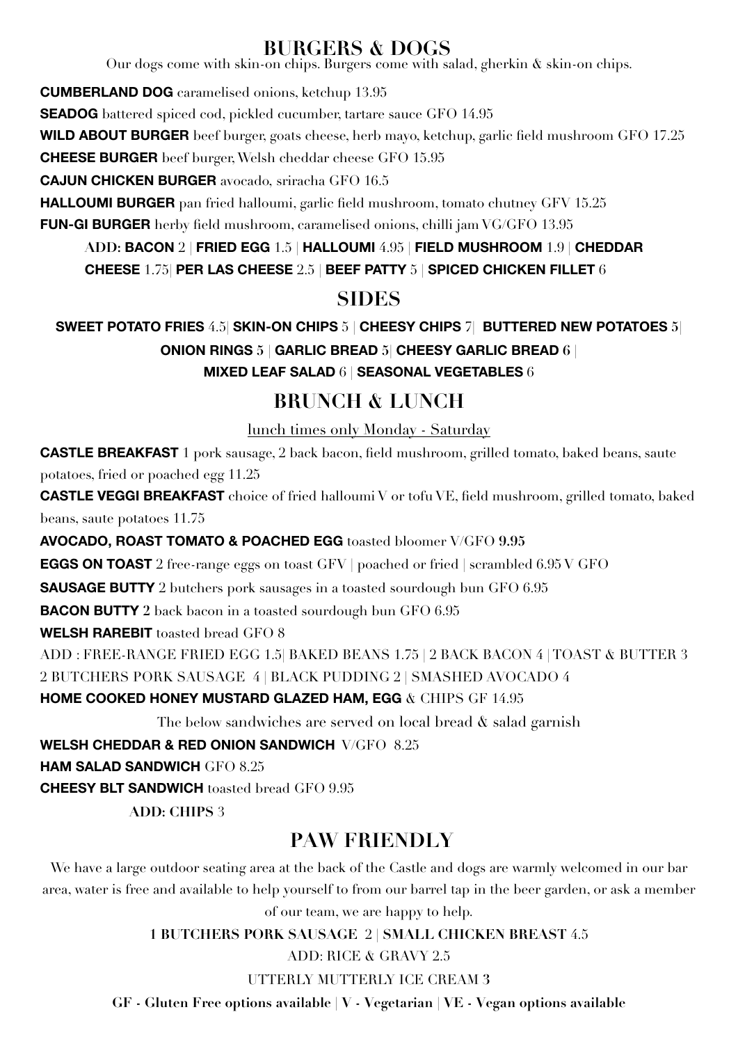## BURGERS & DOGS

Our dogs come with skin-on chips. Burgers come with salad, gherkin & skin-on chips.

**CUMBERLAND DOG** caramelised onions, ketchup 13.95

**SEADOG** battered spiced cod, pickled cucumber, tartare sauce GFO 14.95

**WILD ABOUT BURGER** beef burger, goats cheese, herb mayo, ketchup, garlic field mushroom GFO 17.25

**CHEESE BURGER** beef burger, Welsh cheddar cheese GFO 15.95

**CAJUN CHICKEN BURGER** avocado, sriracha GFO 16.5

**HALLOUMI BURGER** pan fried halloumi, garlic field mushroom, tomato chutney GFV 15.25

**FUN-GI BURGER** herby field mushroom, caramelised onions, chilli jam VG/GFO 13.95

**ADD: BACON** 2 | **FRIED EGG** 1.5 | **HALLOUMI** 4.95 | **FIELD MUSHROOM** 1.9 | **CHEDDAR CHEESE** 1.75| **PER LAS CHEESE** 2.5 | **BEEF PATTY** 5 | **SPICED CHICKEN FILLET** 6

## SIDES

**SWEET POTATO FRIES** 4.5| **SKIN-ON CHIPS** 5 | **CHEESY CHIPS** 7| **BUTTERED NEW POTATOES** 5| **ONION RINGS** 5 | **GARLIC BREAD** 5| **CHEESY GARLIC BREAD** 6 | **MIXED LEAF SALAD** 6 | **SEASONAL VEGETABLES** 6

## BRUNCH & LUNCH

lunch times only Monday - Saturday

**CASTLE BREAKFAST** 1 pork sausage, 2 back bacon, field mushroom, grilled tomato, baked beans, saute potatoes, fried or poached egg 11.25

**CASTLE VEGGI BREAKFAST** choice of fried halloumi V or tofu VE, field mushroom, grilled tomato, baked beans, saute potatoes 11.75

**AVOCADO, ROAST TOMATO & POACHED EGG** toasted bloomer V/GFO **9.95**

**EGGS ON TOAST** 2 free-range eggs on toast GFV | poached or fried | scrambled 6.95 V GFO

**SAUSAGE BUTTY** 2 butchers pork sausages in a toasted sourdough bun GFO 6.95

**BACON BUTTY** 2 back bacon in a toasted sourdough bun GFO 6.95

**WELSH RAREBIT** toasted bread GFO 8

ADD : FREE-RANGE FRIED EGG 1.5| BAKED BEANS 1.75 | 2 BACK BACON 4 | TOAST & BUTTER 3
2 BUTCHERS PORK SAUSAGE 4 | BLACK PUDDING 2 | SMASHED AVOCADO 4

**HOME COOKED HONEY MUSTARD GLAZED HAM, EGG** & CHIPS GF 14.95

The below sandwiches are served on local bread & salad garnish

**WELSH CHEDDAR & RED ONION SANDWICH** V/GFO 8.25

**HAM SALAD SANDWICH** GFO 8.25

**CHEESY BLT SANDWICH** toasted bread GFO 9.95

**ADD: CHIPS** 3

## PAW FRIENDLY

We have a large outdoor seating area at the back of the Castle and dogs are warmly welcomed in our bar area, water is free and available to help yourself to from our barrel tap in the beer garden, or ask a member of our team, we are happy to help.

**1 BUTCHERS PORK SAUSAGE** 2 | **SMALL CHICKEN BREAST** 4.5

ADD: RICE & GRAVY 2.5

UTTERLY MUTTERLY ICE CREAM 3

**GF - Gluten Free options available | V - Vegetarian | VE - Vegan options available**